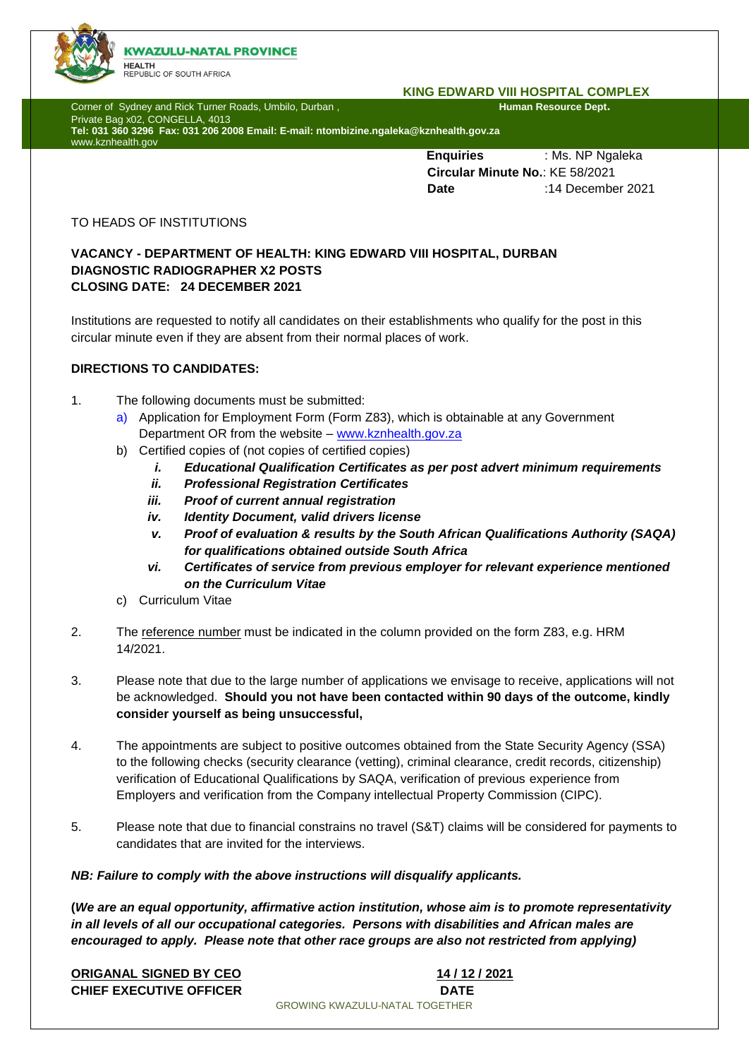**KWAZULU-NATAL PROVINCE**
HEALTH
REPUBLIC OF SOUTH AFRICA

**KING EDWARD VIII HOSPITAL COMPLEX**
**Human Resource Dept.**

Corner of Sydney and Rick Turner Roads, Umbilo, Durban ,
Private Bag x02, CONGELLA, 4013
**Tel: 031 360 3296 Fax: 031 206 2008 Email: E-mail: ntombizine.ngaleka@kznhealth.gov.za**
www.kznhealth.gov

**Enquiries** : Ms. NP Ngaleka
**Circular Minute No.**: KE 58/2021
**Date** :14 December 2021

TO HEADS OF INSTITUTIONS

**VACANCY - DEPARTMENT OF HEALTH: KING EDWARD VIII HOSPITAL, DURBAN**
**DIAGNOSTIC RADIOGRAPHER X2 POSTS**
**CLOSING DATE: 24 DECEMBER 2021**

Institutions are requested to notify all candidates on their establishments who qualify for the post in this circular minute even if they are absent from their normal places of work.

**DIRECTIONS TO CANDIDATES:**

1. The following documents must be submitted:
   a) Application for Employment Form (Form Z83), which is obtainable at any Government Department OR from the website – www.kznhealth.gov.za
   b) Certified copies of (not copies of certified copies)
      i. ***Educational Qualification Certificates as per post advert minimum requirements***
      ii. ***Professional Registration Certificates***
      iii. ***Proof of current annual registration***
      iv. ***Identity Document, valid drivers license***
      v. ***Proof of evaluation & results by the South African Qualifications Authority (SAQA) for qualifications obtained outside South Africa***
      vi. ***Certificates of service from previous employer for relevant experience mentioned on the Curriculum Vitae***
   c) Curriculum Vitae

2. The reference number must be indicated in the column provided on the form Z83, e.g. HRM 14/2021.

3. Please note that due to the large number of applications we envisage to receive, applications will not be acknowledged. **Should you not have been contacted within 90 days of the outcome, kindly consider yourself as being unsuccessful,**

4. The appointments are subject to positive outcomes obtained from the State Security Agency (SSA) to the following checks (security clearance (vetting), criminal clearance, credit records, citizenship) verification of Educational Qualifications by SAQA, verification of previous experience from Employers and verification from the Company intellectual Property Commission (CIPC).

5. Please note that due to financial constrains no travel (S&T) claims will be considered for payments to candidates that are invited for the interviews.

***NB: Failure to comply with the above instructions will disqualify applicants.***

**(*We are an equal opportunity, affirmative action institution, whose aim is to promote representativity in all levels of all our occupational categories. Persons with disabilities and African males are encouraged to apply. Please note that other race groups are also not restricted from applying)***

**ORIGANAL SIGNED BY CEO** **14 / 12 / 2021**
**CHIEF EXECUTIVE OFFICER** **DATE**

GROWING KWAZULU-NATAL TOGETHER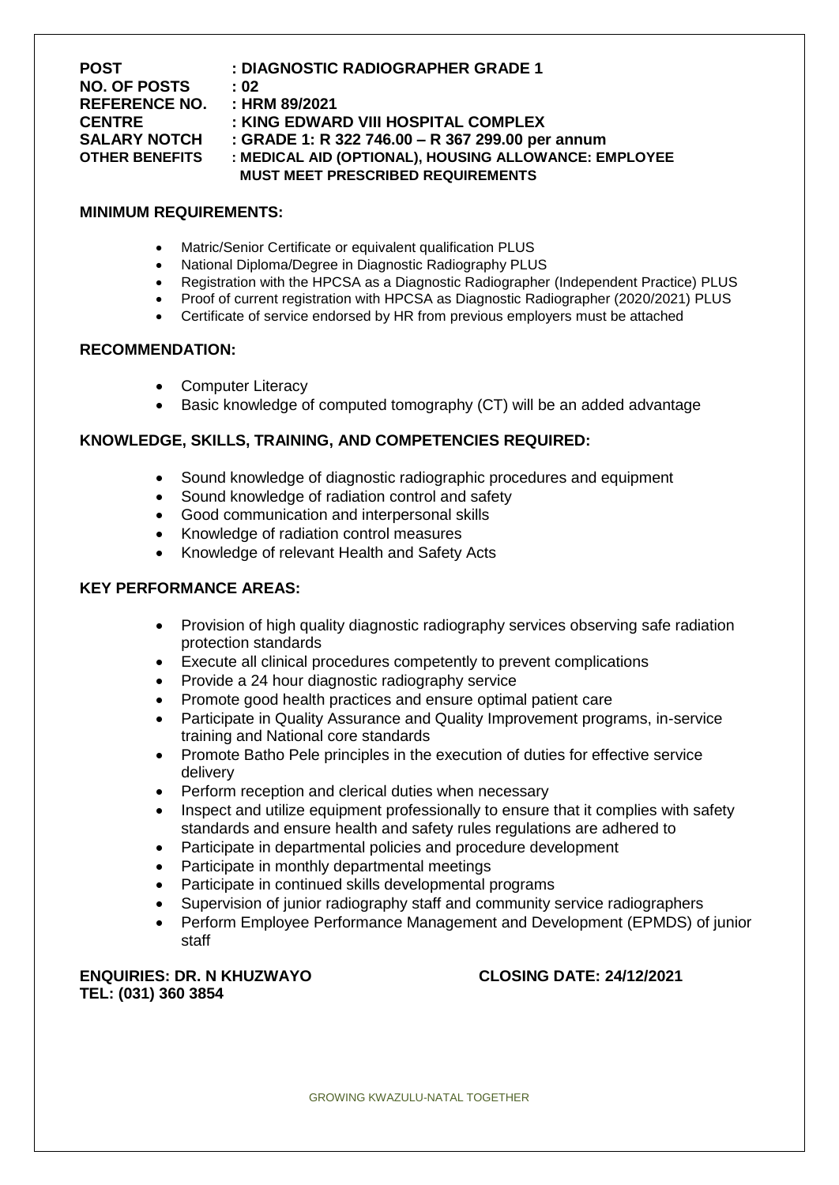**POST** : **DIAGNOSTIC RADIOGRAPHER GRADE 1**
**NO. OF POSTS** : **02**
**REFERENCE NO.** : **HRM 89/2021**
**CENTRE** : **KING EDWARD VIII HOSPITAL COMPLEX**
**SALARY NOTCH** : **GRADE 1: R 322 746.00 – R 367 299.00 per annum**
**OTHER BENEFITS** : **MEDICAL AID (OPTIONAL), HOUSING ALLOWANCE: EMPLOYEE MUST MEET PRESCRIBED REQUIREMENTS**

## MINIMUM REQUIREMENTS:

- Matric/Senior Certificate or equivalent qualification PLUS
- National Diploma/Degree in Diagnostic Radiography PLUS
- Registration with the HPCSA as a Diagnostic Radiographer (Independent Practice) PLUS
- Proof of current registration with HPCSA as Diagnostic Radiographer (2020/2021) PLUS
- Certificate of service endorsed by HR from previous employers must be attached

## RECOMMENDATION:

- Computer Literacy
- Basic knowledge of computed tomography (CT) will be an added advantage

## KNOWLEDGE, SKILLS, TRAINING, AND COMPETENCIES REQUIRED:

- Sound knowledge of diagnostic radiographic procedures and equipment
- Sound knowledge of radiation control and safety
- Good communication and interpersonal skills
- Knowledge of radiation control measures
- Knowledge of relevant Health and Safety Acts

## KEY PERFORMANCE AREAS:

- Provision of high quality diagnostic radiography services observing safe radiation protection standards
- Execute all clinical procedures competently to prevent complications
- Provide a 24 hour diagnostic radiography service
- Promote good health practices and ensure optimal patient care
- Participate in Quality Assurance and Quality Improvement programs, in-service training and National core standards
- Promote Batho Pele principles in the execution of duties for effective service delivery
- Perform reception and clerical duties when necessary
- Inspect and utilize equipment professionally to ensure that it complies with safety standards and ensure health and safety rules regulations are adhered to
- Participate in departmental policies and procedure development
- Participate in monthly departmental meetings
- Participate in continued skills developmental programs
- Supervision of junior radiography staff and community service radiographers
- Perform Employee Performance Management and Development (EPMDS) of junior staff

**ENQUIRIES: DR. N KHUZWAYO** **CLOSING DATE: 24/12/2021**
**TEL: (031) 360 3854**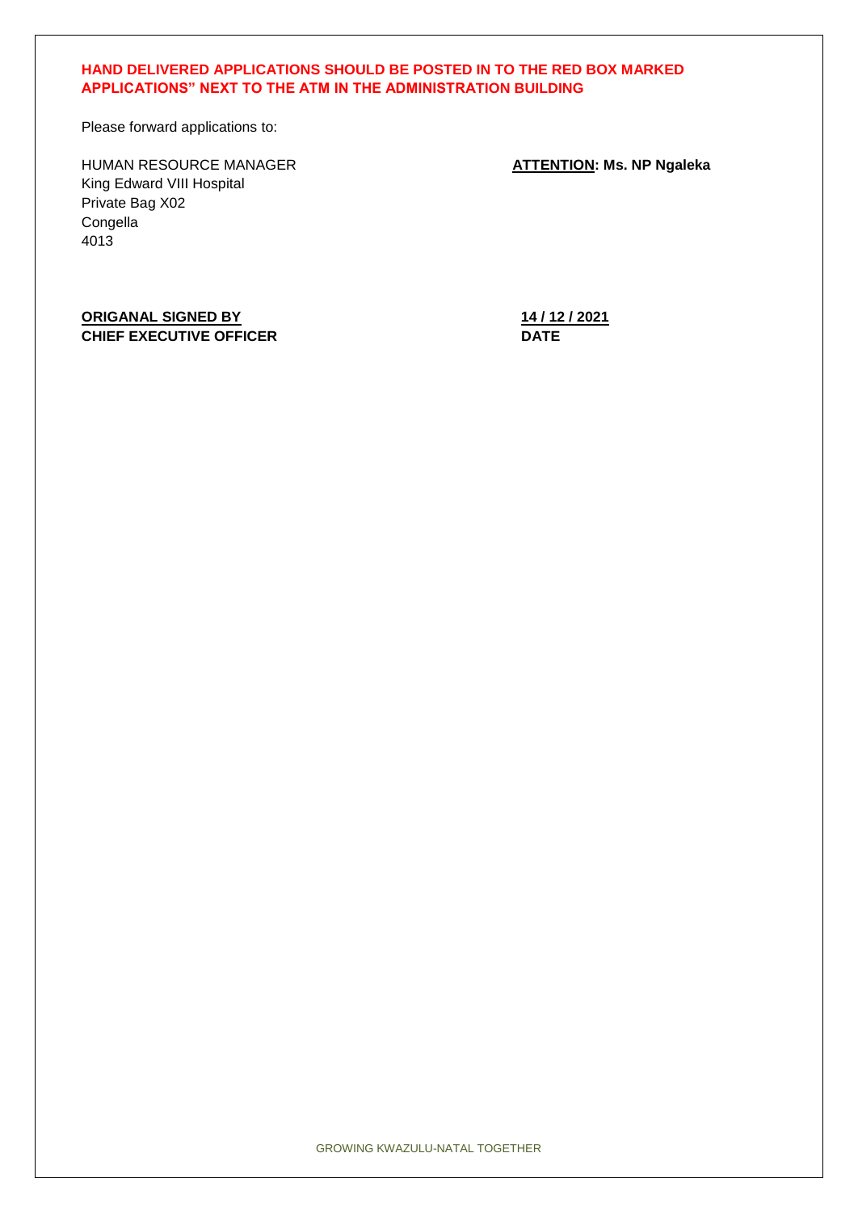**HAND DELIVERED APPLICATIONS SHOULD BE POSTED IN TO THE RED BOX MARKED APPLICATIONS" NEXT TO THE ATM IN THE ADMINISTRATION BUILDING**

Please forward applications to:

HUMAN RESOURCE MANAGER
King Edward VIII Hospital
Private Bag X02
Congella
4013

**ATTENTION: Ms. NP Ngaleka**

**ORIGANAL SIGNED BY**
**CHIEF EXECUTIVE OFFICER**

**14 / 12 / 2021**
**DATE**

GROWING KWAZULU-NATAL TOGETHER